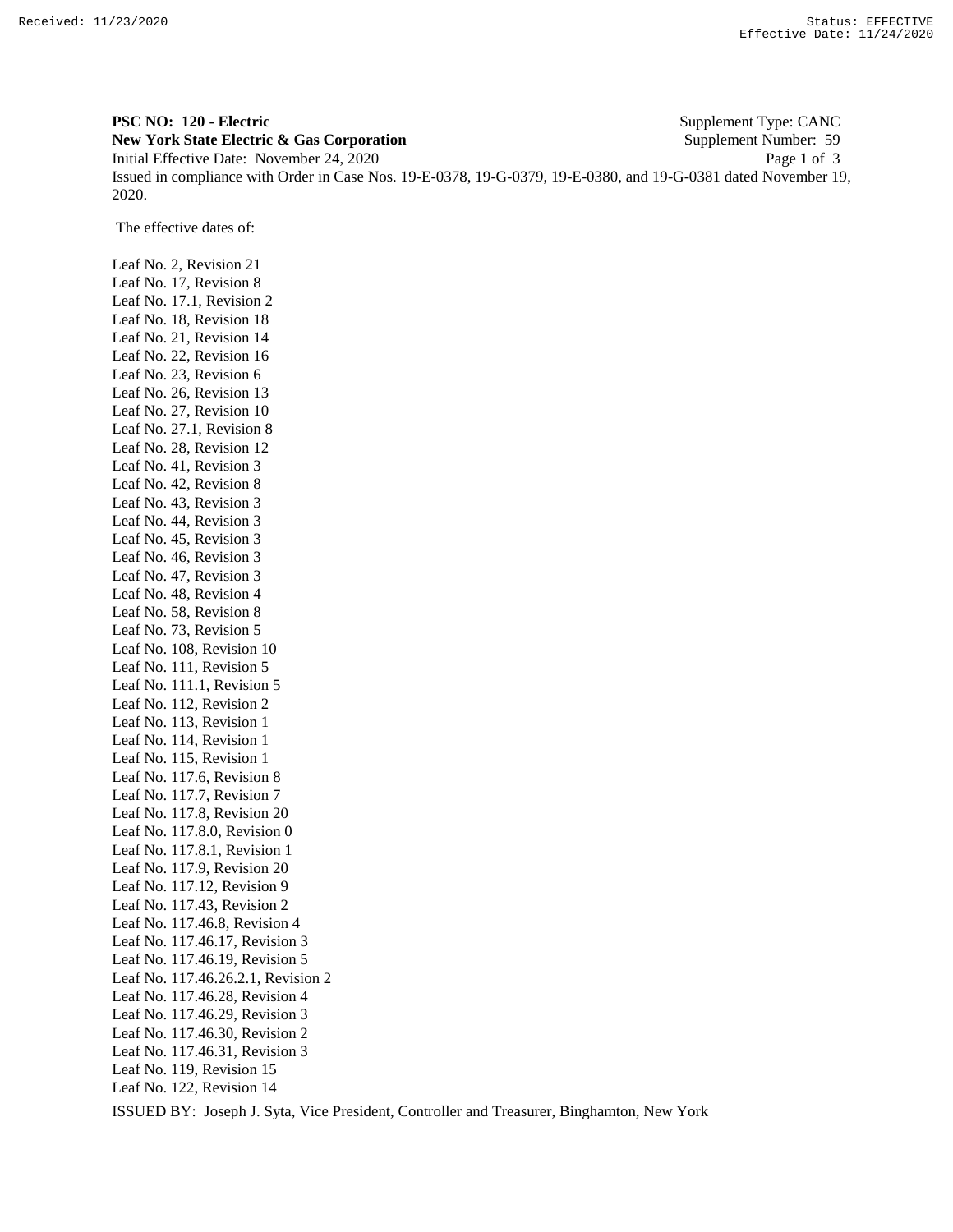Received: 11/23/2020 Status: EFFECTIVE
Effective Date: 11/24/2020

**PSC NO: 120 - Electric** Supplement Type: CANC
**New York State Electric & Gas Corporation** Supplement Number: 59
Initial Effective Date: November 24, 2020
Issued in compliance with Order in Case Nos. 19-E-0378, 19-G-0379, 19-E-0380, and 19-G-0381 dated November 19, 2020.

The effective dates of:

Leaf No. 2, Revision 21
Leaf No. 17, Revision 8
Leaf No. 17.1, Revision 2
Leaf No. 18, Revision 18
Leaf No. 21, Revision 14
Leaf No. 22, Revision 16
Leaf No. 23, Revision 6
Leaf No. 26, Revision 13
Leaf No. 27, Revision 10
Leaf No. 27.1, Revision 8
Leaf No. 28, Revision 12
Leaf No. 41, Revision 3
Leaf No. 42, Revision 8
Leaf No. 43, Revision 3
Leaf No. 44, Revision 3
Leaf No. 45, Revision 3
Leaf No. 46, Revision 3
Leaf No. 47, Revision 3
Leaf No. 48, Revision 4
Leaf No. 58, Revision 8
Leaf No. 73, Revision 5
Leaf No. 108, Revision 10
Leaf No. 111, Revision 5
Leaf No. 111.1, Revision 5
Leaf No. 112, Revision 2
Leaf No. 113, Revision 1
Leaf No. 114, Revision 1
Leaf No. 115, Revision 1
Leaf No. 117.6, Revision 8
Leaf No. 117.7, Revision 7
Leaf No. 117.8, Revision 20
Leaf No. 117.8.0, Revision 0
Leaf No. 117.8.1, Revision 1
Leaf No. 117.9, Revision 20
Leaf No. 117.12, Revision 9
Leaf No. 117.43, Revision 2
Leaf No. 117.46.8, Revision 4
Leaf No. 117.46.17, Revision 3
Leaf No. 117.46.19, Revision 5
Leaf No. 117.46.26.2.1, Revision 2
Leaf No. 117.46.28, Revision 4
Leaf No. 117.46.29, Revision 3
Leaf No. 117.46.30, Revision 2
Leaf No. 117.46.31, Revision 3
Leaf No. 119, Revision 15
Leaf No. 122, Revision 14

ISSUED BY: Joseph J. Syta, Vice President, Controller and Treasurer, Binghamton, New York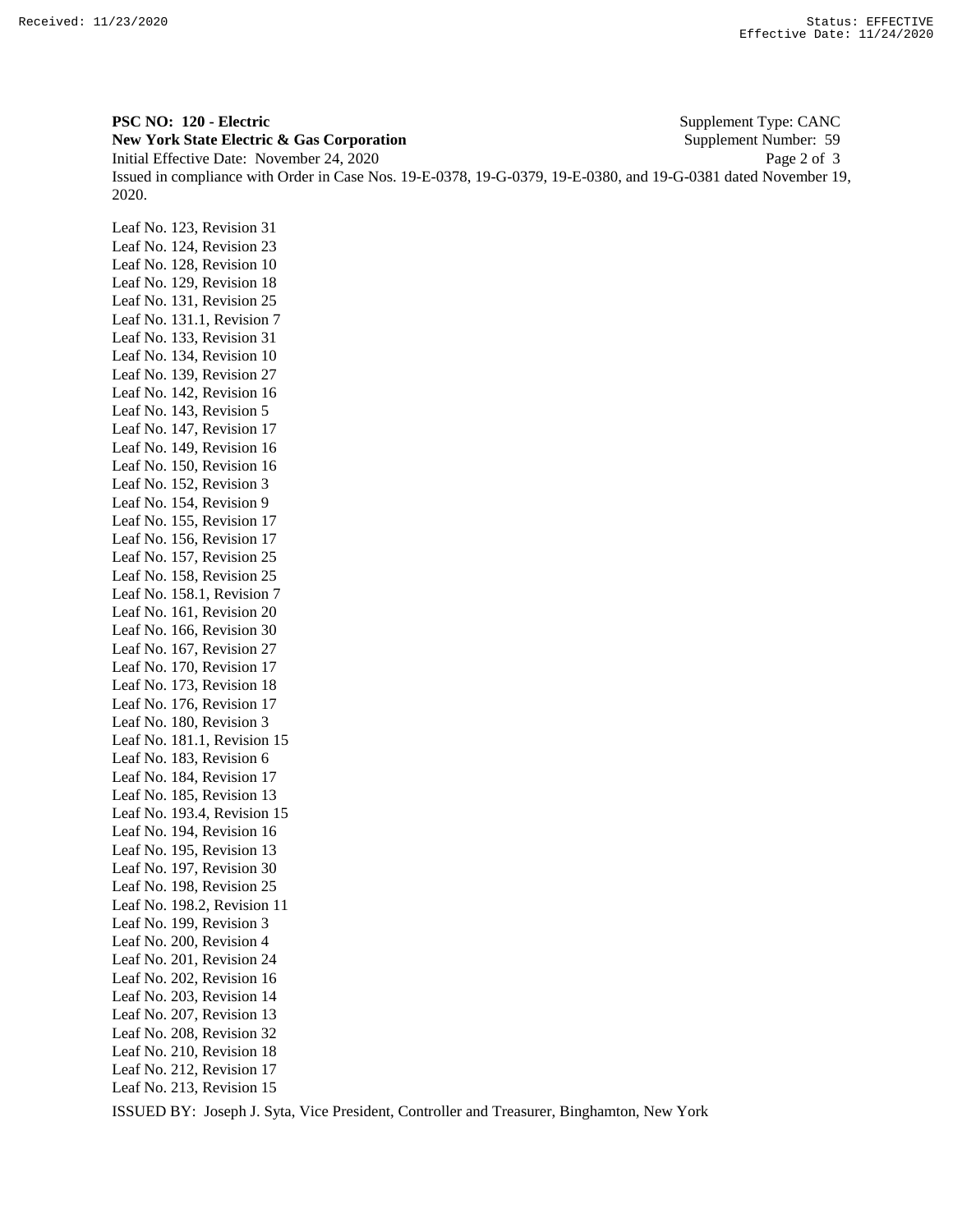**PSC NO: 120 - Electric** Supplement Type: CANC
**New York State Electric & Gas Corporation** Supplement Number: 59
Initial Effective Date: November 24, 2020
Issued in compliance with Order in Case Nos. 19-E-0378, 19-G-0379, 19-E-0380, and 19-G-0381 dated November 19, 2020.

Leaf No. 123, Revision 31
Leaf No. 124, Revision 23
Leaf No. 128, Revision 10
Leaf No. 129, Revision 18
Leaf No. 131, Revision 25
Leaf No. 131.1, Revision 7
Leaf No. 133, Revision 31
Leaf No. 134, Revision 10
Leaf No. 139, Revision 27
Leaf No. 142, Revision 16
Leaf No. 143, Revision 5
Leaf No. 147, Revision 17
Leaf No. 149, Revision 16
Leaf No. 150, Revision 16
Leaf No. 152, Revision 3
Leaf No. 154, Revision 9
Leaf No. 155, Revision 17
Leaf No. 156, Revision 17
Leaf No. 157, Revision 25
Leaf No. 158, Revision 25
Leaf No. 158.1, Revision 7
Leaf No. 161, Revision 20
Leaf No. 166, Revision 30
Leaf No. 167, Revision 27
Leaf No. 170, Revision 17
Leaf No. 173, Revision 18
Leaf No. 176, Revision 17
Leaf No. 180, Revision 3
Leaf No. 181.1, Revision 15
Leaf No. 183, Revision 6
Leaf No. 184, Revision 17
Leaf No. 185, Revision 13
Leaf No. 193.4, Revision 15
Leaf No. 194, Revision 16
Leaf No. 195, Revision 13
Leaf No. 197, Revision 30
Leaf No. 198, Revision 25
Leaf No. 198.2, Revision 11
Leaf No. 199, Revision 3
Leaf No. 200, Revision 4
Leaf No. 201, Revision 24
Leaf No. 202, Revision 16
Leaf No. 203, Revision 14
Leaf No. 207, Revision 13
Leaf No. 208, Revision 32
Leaf No. 210, Revision 18
Leaf No. 212, Revision 17
Leaf No. 213, Revision 15

ISSUED BY: Joseph J. Syta, Vice President, Controller and Treasurer, Binghamton, New York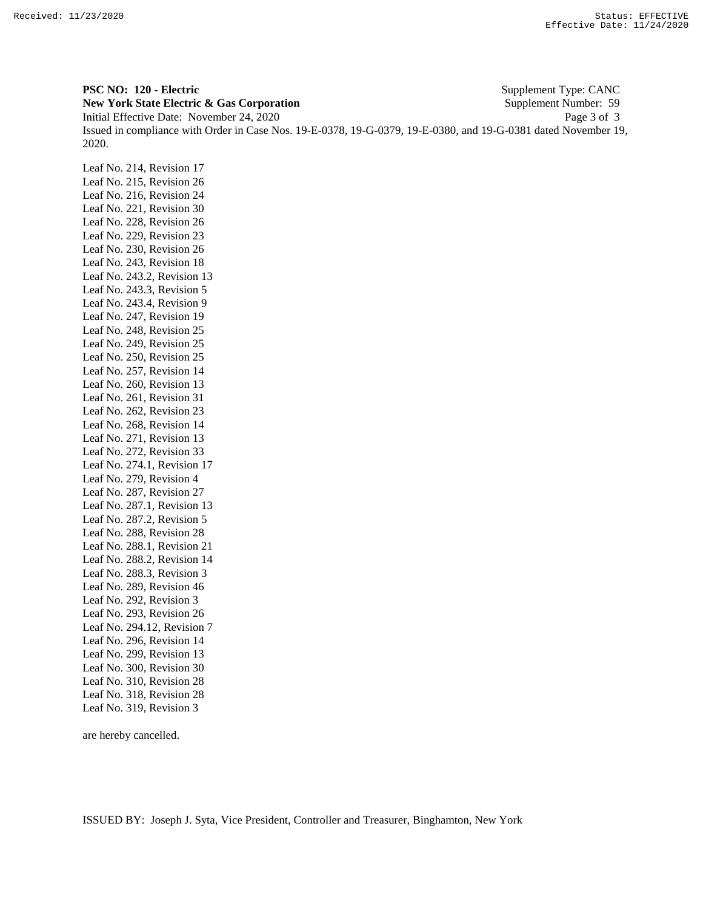**PSC NO: 120 - Electric** Supplement Type: CANC
**New York State Electric & Gas Corporation** Supplement Number: 59
Initial Effective Date: November 24, 2020
Issued in compliance with Order in Case Nos. 19-E-0378, 19-G-0379, 19-E-0380, and 19-G-0381 dated November 19, 2020.

Leaf No. 214, Revision 17
Leaf No. 215, Revision 26
Leaf No. 216, Revision 24
Leaf No. 221, Revision 30
Leaf No. 228, Revision 26
Leaf No. 229, Revision 23
Leaf No. 230, Revision 26
Leaf No. 243, Revision 18
Leaf No. 243.2, Revision 13
Leaf No. 243.3, Revision 5
Leaf No. 243.4, Revision 9
Leaf No. 247, Revision 19
Leaf No. 248, Revision 25
Leaf No. 249, Revision 25
Leaf No. 250, Revision 25
Leaf No. 257, Revision 14
Leaf No. 260, Revision 13
Leaf No. 261, Revision 31
Leaf No. 262, Revision 23
Leaf No. 268, Revision 14
Leaf No. 271, Revision 13
Leaf No. 272, Revision 33
Leaf No. 274.1, Revision 17
Leaf No. 279, Revision 4
Leaf No. 287, Revision 27
Leaf No. 287.1, Revision 13
Leaf No. 287.2, Revision 5
Leaf No. 288, Revision 28
Leaf No. 288.1, Revision 21
Leaf No. 288.2, Revision 14
Leaf No. 288.3, Revision 3
Leaf No. 289, Revision 46
Leaf No. 292, Revision 3
Leaf No. 293, Revision 26
Leaf No. 294.12, Revision 7
Leaf No. 296, Revision 14
Leaf No. 299, Revision 13
Leaf No. 300, Revision 30
Leaf No. 310, Revision 28
Leaf No. 318, Revision 28
Leaf No. 319, Revision 3

are hereby cancelled.

ISSUED BY: Joseph J. Syta, Vice President, Controller and Treasurer, Binghamton, New York